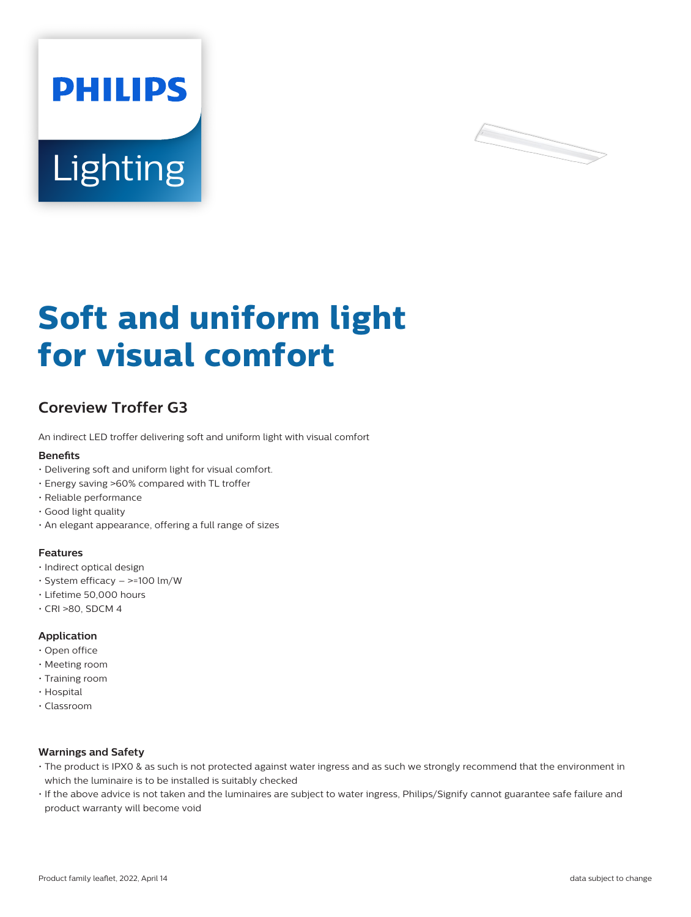# Soft and uniform light for visual comfort

## Coreview Troffer G3

An indirect LED troffer delivering soft and uniform light with visual comfort

### Benefits

- Delivering soft and uniform light for visual comfort.
- Energy saving >60% compared with TL troffer
- Reliable performance
- Good light quality
- An elegant appearance, offering a full range of sizes

### Features

- Indirect optical design
- System efficacy – >=100 lm/W
- Lifetime 50,000 hours
- CRI >80, SDCM 4

### Application

- Open office
- Meeting room
- Training room
- Hospital
- Classroom

### Warnings and Safety

- The product is IPX0 & as such is not protected against water ingress and as such we strongly recommend that the environment in which the luminaire is to be installed is suitably checked
- If the above advice is not taken and the luminaires are subject to water ingress, Philips/Signify cannot guarantee safe failure and product warranty will become void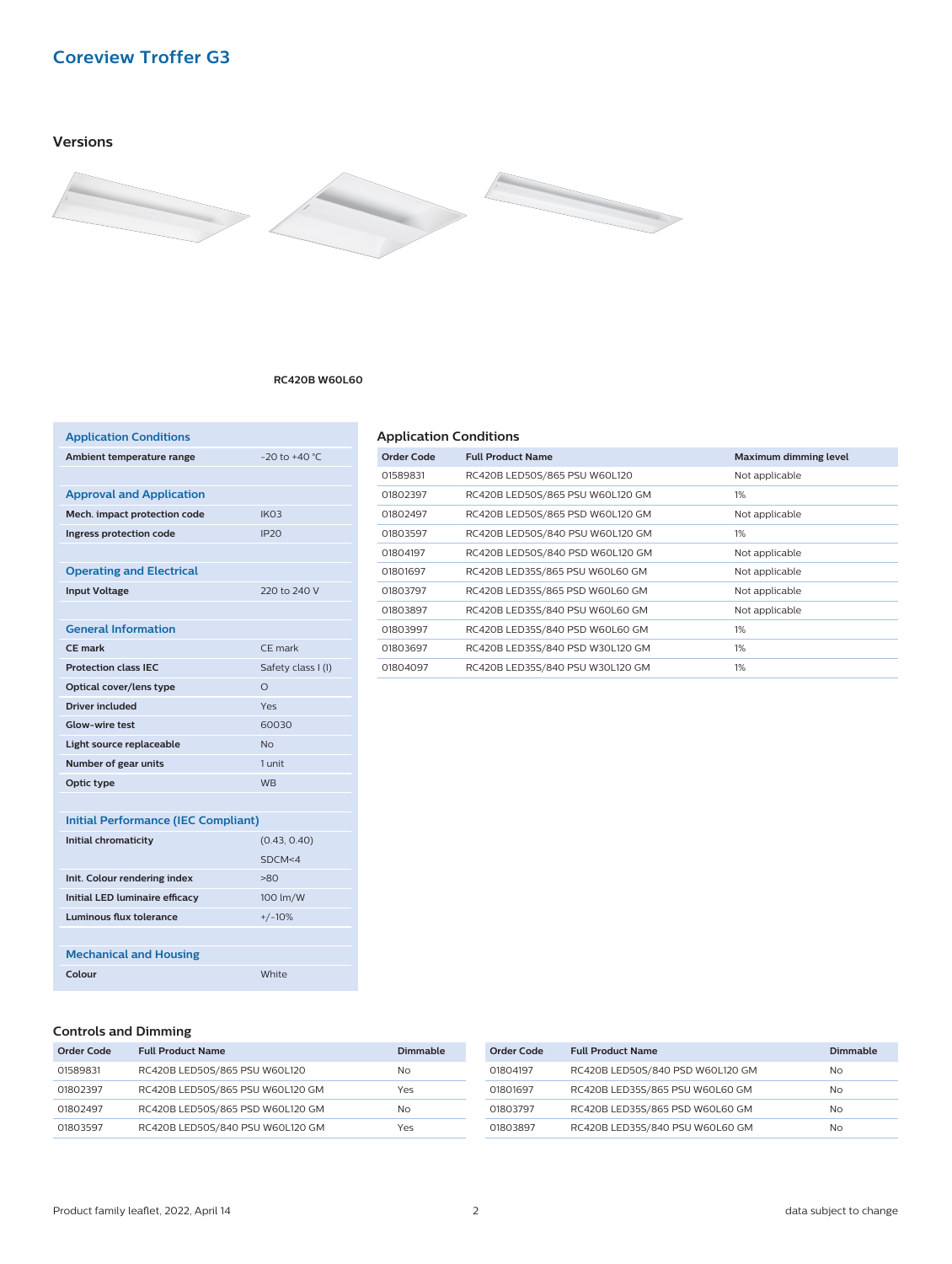# Coreview Troffer G3

## Versions

RC420B W60L60

| Application Conditions | |
|---|---|
| Ambient temperature range | -20 to +40 °C |
| **Approval and Application** | |
| Mech. impact protection code | IK03 |
| Ingress protection code | IP20 |
| **Operating and Electrical** | |
| Input Voltage | 220 to 240 V |
| **General Information** | |
| CE mark | CE mark |
| Protection class IEC | Safety class I (I) |
| Optical cover/lens type | O |
| Driver included | Yes |
| Glow-wire test | 60030 |
| Light source replaceable | No |
| Number of gear units | 1 unit |
| Optic type | WB |
| **Initial Performance (IEC Compliant)** | |
| Initial chromaticity | (0.43, 0.40) SDCM<4 |
| Init. Colour rendering index | >80 |
| Initial LED luminaire efficacy | 100 lm/W |
| Luminous flux tolerance | +/-10% |
| **Mechanical and Housing** | |
| Colour | White |

## Application Conditions

| Order Code | Full Product Name | Maximum dimming level |
|---|---|---|
| 01589831 | RC420B LED50S/865 PSU W60L120 | Not applicable |
| 01802397 | RC420B LED50S/865 PSU W60L120 GM | 1% |
| 01802497 | RC420B LED50S/865 PSD W60L120 GM | Not applicable |
| 01803597 | RC420B LED50S/840 PSU W60L120 GM | 1% |
| 01804197 | RC420B LED50S/840 PSD W60L120 GM | Not applicable |
| 01801697 | RC420B LED35S/865 PSU W60L60 GM | Not applicable |
| 01803797 | RC420B LED35S/865 PSD W60L60 GM | Not applicable |
| 01803897 | RC420B LED35S/840 PSU W60L60 GM | Not applicable |
| 01803997 | RC420B LED35S/840 PSD W60L60 GM | 1% |
| 01803697 | RC420B LED35S/840 PSD W30L120 GM | 1% |
| 01804097 | RC420B LED35S/840 PSU W30L120 GM | 1% |

## Controls and Dimming

| Order Code | Full Product Name | Dimmable |
|---|---|---|
| 01589831 | RC420B LED50S/865 PSU W60L120 | No |
| 01802397 | RC420B LED50S/865 PSU W60L120 GM | Yes |
| 01802497 | RC420B LED50S/865 PSD W60L120 GM | No |
| 01803597 | RC420B LED50S/840 PSU W60L120 GM | Yes |
| 01804197 | RC420B LED50S/840 PSD W60L120 GM | No |
| 01801697 | RC420B LED35S/865 PSU W60L60 GM | No |
| 01803797 | RC420B LED35S/865 PSD W60L60 GM | No |
| 01803897 | RC420B LED35S/840 PSU W60L60 GM | No |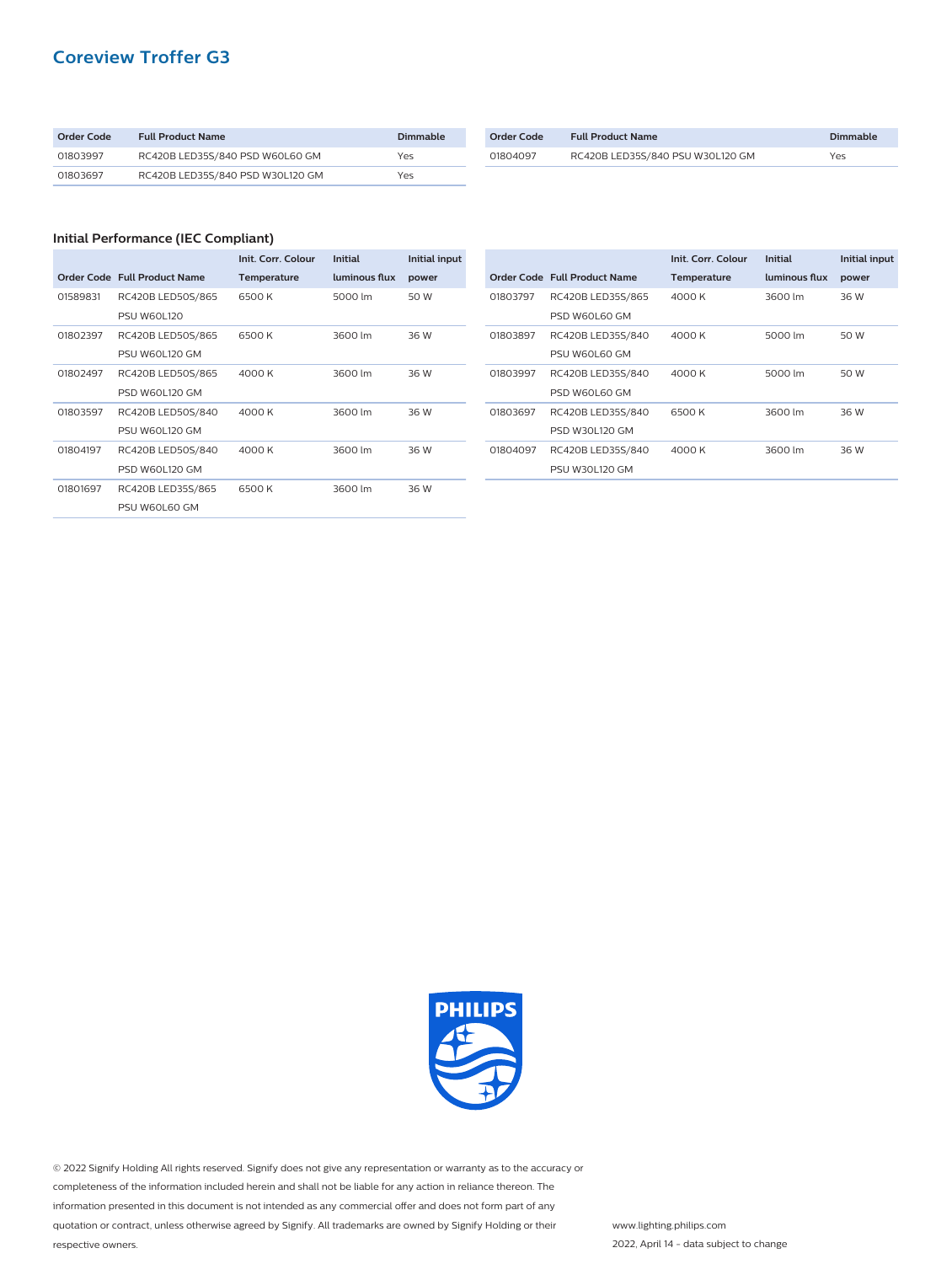## Coreview Troffer G3

| Order Code | Full Product Name | Dimmable |
|---|---|---|
| 01803997 | RC420B LED35S/840 PSD W60L60 GM | Yes |
| 01803697 | RC420B LED35S/840 PSD W30L120 GM | Yes |
| 01804097 | RC420B LED35S/840 PSU W30L120 GM | Yes |

### Initial Performance (IEC Compliant)

| Order Code | Full Product Name | Init. Corr. Colour Temperature | Initial luminous flux | Initial input power |
|---|---|---|---|---|
| 01589831 | RC420B LED50S/865 PSU W60L120 | 6500 K | 5000 lm | 50 W |
| 01802397 | RC420B LED50S/865 PSU W60L120 GM | 6500 K | 3600 lm | 36 W |
| 01802497 | RC420B LED50S/865 PSD W60L120 GM | 4000 K | 3600 lm | 36 W |
| 01803597 | RC420B LED50S/840 PSU W60L120 GM | 4000 K | 3600 lm | 36 W |
| 01804197 | RC420B LED50S/840 PSD W60L120 GM | 4000 K | 3600 lm | 36 W |
| 01801697 | RC420B LED35S/865 PSU W60L60 GM | 6500 K | 3600 lm | 36 W |
| 01803797 | RC420B LED35S/865 PSD W60L60 GM | 4000 K | 3600 lm | 36 W |
| 01803897 | RC420B LED35S/840 PSU W60L60 GM | 4000 K | 5000 lm | 50 W |
| 01803997 | RC420B LED35S/840 PSD W60L60 GM | 4000 K | 5000 lm | 50 W |
| 01803697 | RC420B LED35S/840 PSD W30L120 GM | 6500 K | 3600 lm | 36 W |
| 01804097 | RC420B LED35S/840 PSU W30L120 GM | 4000 K | 3600 lm | 36 W |

© 2022 Signify Holding All rights reserved. Signify does not give any representation or warranty as to the accuracy or completeness of the information included herein and shall not be liable for any action in reliance thereon. The information presented in this document is not intended as any commercial offer and does not form part of any quotation or contract, unless otherwise agreed by Signify. All trademarks are owned by Signify Holding or their respective owners.

www.lighting.philips.com

2022, April 14 - data subject to change